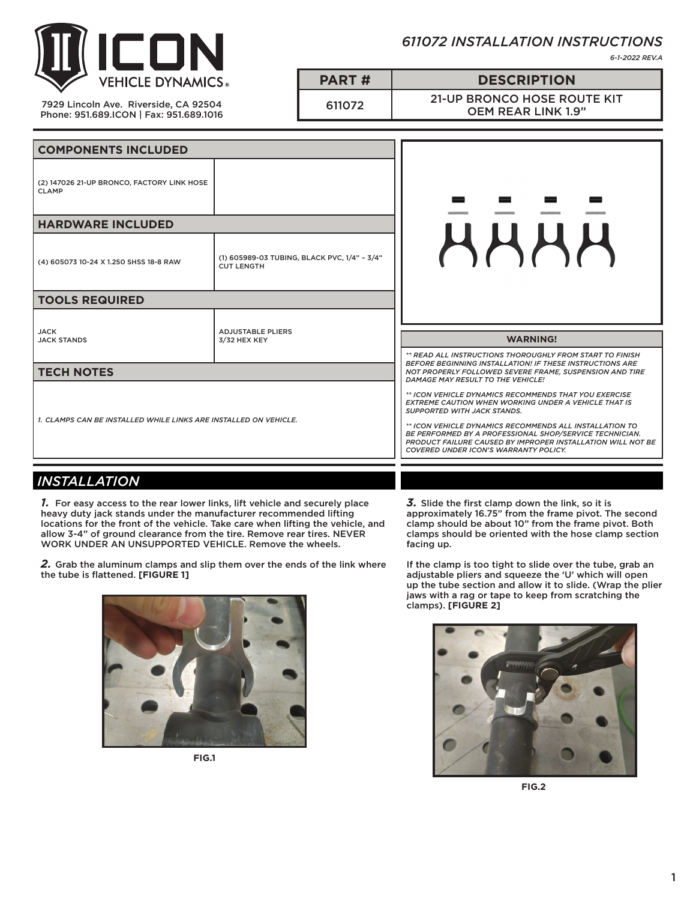# ICON VEHICLE DYNAMICS

7929 Lincoln Ave. Riverside, CA 92504
Phone: 951.689.ICON | Fax: 951.689.1016

## 611072 INSTALLATION INSTRUCTIONS

6-1-2022 REV.A

| PART # | DESCRIPTION |
|---|---|
| 611072 | 21-UP BRONCO HOSE ROUTE KIT OEM REAR LINK 1.9" |

| COMPONENTS INCLUDED | |
|---|---|
| (2) 147026 21-UP BRONCO, FACTORY LINK HOSE CLAMP | |

| HARDWARE INCLUDED | |
|---|---|
| (4) 605073 10-24 X 1.250 SHSS 18-8 RAW | (1) 605989-03 TUBING, BLACK PVC, 1/4" - 3/4" CUT LENGTH |

| TOOLS REQUIRED | |
|---|---|
| JACK<br>JACK STANDS | ADJUSTABLE PLIERS<br>3/32 HEX KEY |

### TECH NOTES

*1. CLAMPS CAN BE INSTALLED WHILE LINKS ARE INSTALLED ON VEHICLE.*

### WARNING!

*\*\* READ ALL INSTRUCTIONS THOROUGHLY FROM START TO FINISH BEFORE BEGINNING INSTALLATION! IF THESE INSTRUCTIONS ARE NOT PROPERLY FOLLOWED SEVERE FRAME, SUSPENSION AND TIRE DAMAGE MAY RESULT TO THE VEHICLE!*

*\*\* ICON VEHICLE DYNAMICS RECOMMENDS THAT YOU EXERCISE EXTREME CAUTION WHEN WORKING UNDER A VEHICLE THAT IS SUPPORTED WITH JACK STANDS.*

*\*\* ICON VEHICLE DYNAMICS RECOMMENDS ALL INSTALLATION TO BE PERFORMED BY A PROFESSIONAL SHOP/SERVICE TECHNICIAN. PRODUCT FAILURE CAUSED BY IMPROPER INSTALLATION WILL NOT BE COVERED UNDER ICON'S WARRANTY POLICY.*

## INSTALLATION

***1.*** For easy access to the rear lower links, lift vehicle and securely place heavy duty jack stands under the manufacturer recommended lifting locations for the front of the vehicle. Take care when lifting the vehicle, and allow 3-4" of ground clearance from the tire. Remove rear tires. NEVER WORK UNDER AN UNSUPPORTED VEHICLE. Remove the wheels.

***2.*** Grab the aluminum clamps and slip them over the ends of the link where the tube is flattened. **[FIGURE 1]**

**FIG.1**

***3.*** Slide the first clamp down the link, so it is approximately 16.75" from the frame pivot. The second clamp should be about 10" from the frame pivot. Both clamps should be oriented with the hose clamp section facing up.

If the clamp is too tight to slide over the tube, grab an adjustable pliers and squeeze the 'U' which will open up the tube section and allow it to slide. (Wrap the plier jaws with a rag or tape to keep from scratching the clamps). **[FIGURE 2]**

**FIG.2**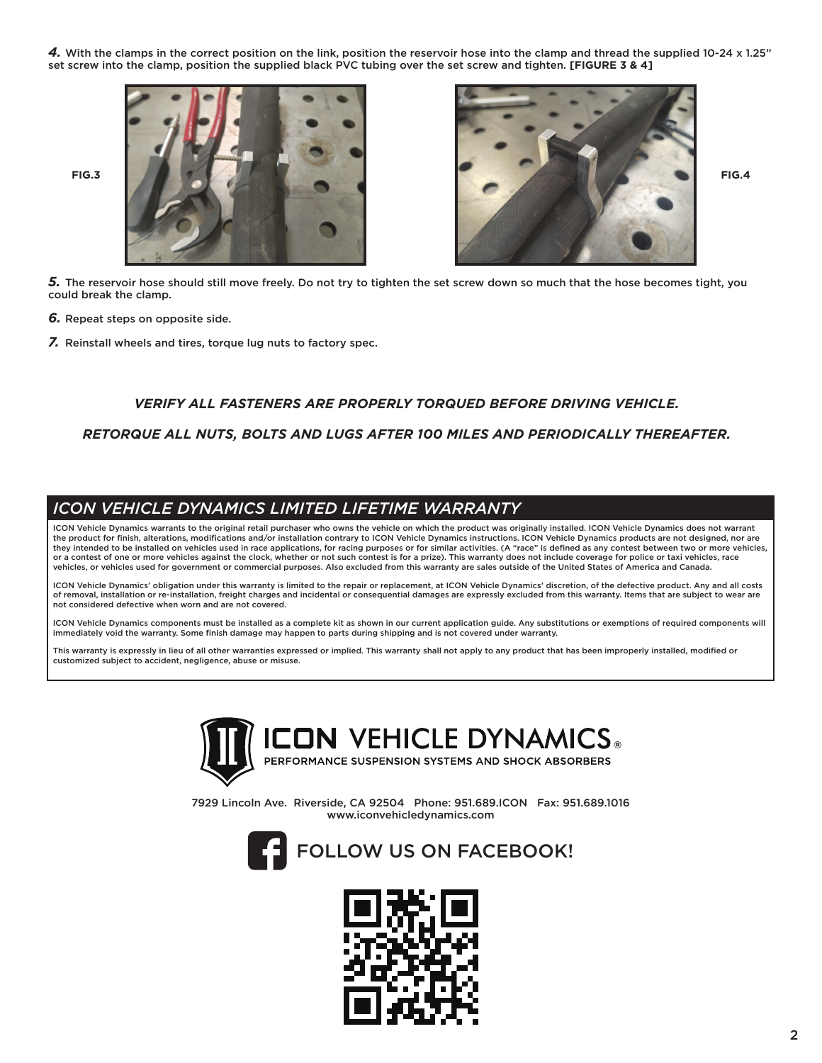***4.*** With the clamps in the correct position on the link, position the reservoir hose into the clamp and thread the supplied 10-24 x 1.25" set screw into the clamp, position the supplied black PVC tubing over the set screw and tighten. **[FIGURE 3 & 4]**

FIG.3

FIG.4

***5.*** The reservoir hose should still move freely. Do not try to tighten the set screw down so much that the hose becomes tight, you could break the clamp.

***6.*** Repeat steps on opposite side.

***7.*** Reinstall wheels and tires, torque lug nuts to factory spec.

***VERIFY ALL FASTENERS ARE PROPERLY TORQUED BEFORE DRIVING VEHICLE.***

***RETORQUE ALL NUTS, BOLTS AND LUGS AFTER 100 MILES AND PERIODICALLY THEREAFTER.***

## *ICON VEHICLE DYNAMICS LIMITED LIFETIME WARRANTY*

ICON Vehicle Dynamics warrants to the original retail purchaser who owns the vehicle on which the product was originally installed. ICON Vehicle Dynamics does not warrant the product for finish, alterations, modifications and/or installation contrary to ICON Vehicle Dynamics instructions. ICON Vehicle Dynamics products are not designed, nor are they intended to be installed on vehicles used in race applications, for racing purposes or for similar activities. (A "race" is defined as any contest between two or more vehicles, or a contest of one or more vehicles against the clock, whether or not such contest is for a prize). This warranty does not include coverage for police or taxi vehicles, race vehicles, or vehicles used for government or commercial purposes. Also excluded from this warranty are sales outside of the United States of America and Canada.

ICON Vehicle Dynamics' obligation under this warranty is limited to the repair or replacement, at ICON Vehicle Dynamics' discretion, of the defective product. Any and all costs of removal, installation or re-installation, freight charges and incidental or consequential damages are expressly excluded from this warranty. Items that are subject to wear are not considered defective when worn and are not covered.

ICON Vehicle Dynamics components must be installed as a complete kit as shown in our current application guide. Any substitutions or exemptions of required components will immediately void the warranty. Some finish damage may happen to parts during shipping and is not covered under warranty.

This warranty is expressly in lieu of all other warranties expressed or implied. This warranty shall not apply to any product that has been improperly installed, modified or customized subject to accident, negligence, abuse or misuse.

ICON VEHICLE DYNAMICS®
PERFORMANCE SUSPENSION SYSTEMS AND SHOCK ABSORBERS

7929 Lincoln Ave. Riverside, CA 92504 Phone: 951.689.ICON Fax: 951.689.1016
www.iconvehicledynamics.com

FOLLOW US ON FACEBOOK!